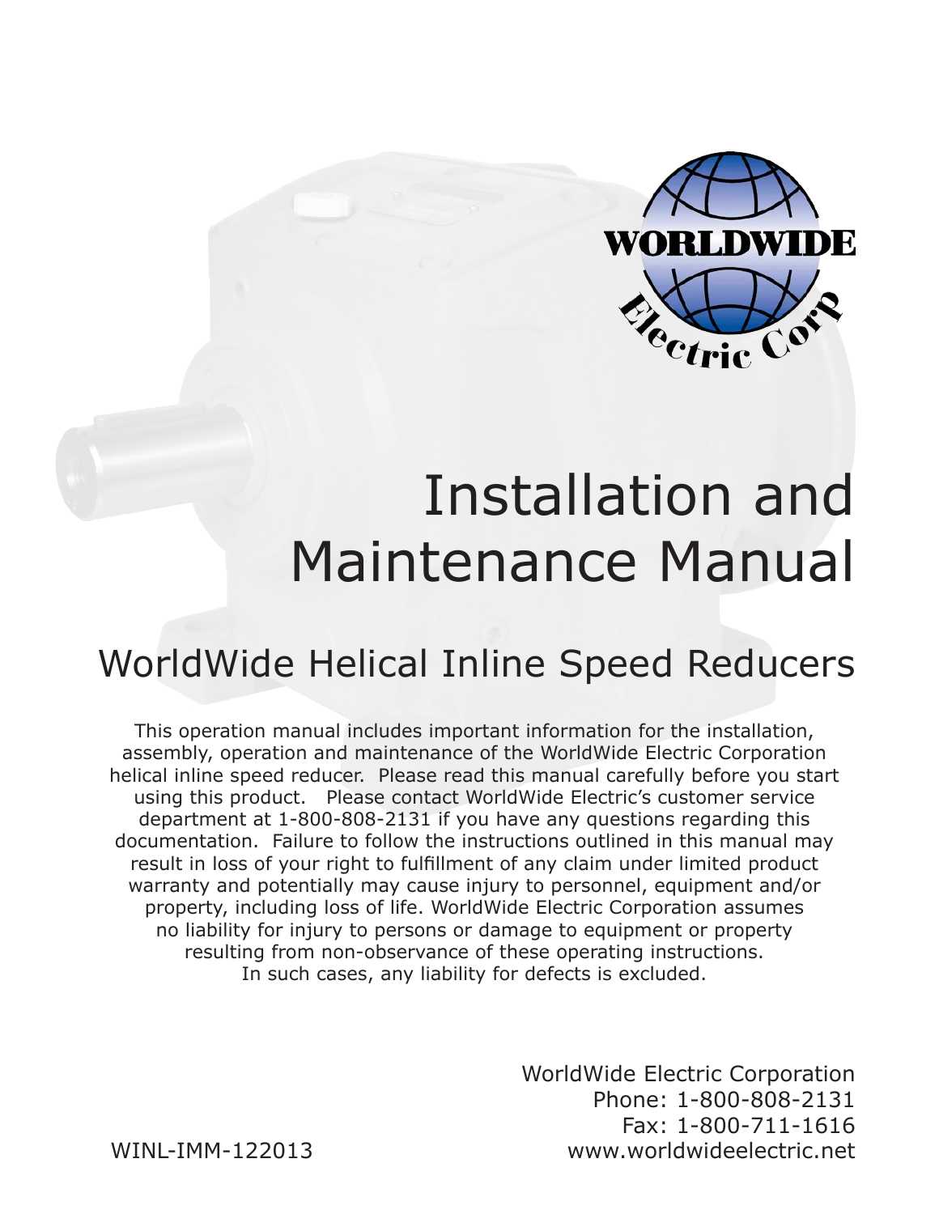# Installation and Maintenance Manual

## WorldWide Helical Inline Speed Reducers

This operation manual includes important information for the installation, assembly, operation and maintenance of the WorldWide Electric Corporation helical inline speed reducer. Please read this manual carefully before you start using this product. Please contact WorldWide Electric's customer service department at 1-800-808-2131 if you have any questions regarding this documentation. Failure to follow the instructions outlined in this manual may result in loss of your right to fulfillment of any claim under limited product warranty and potentially may cause injury to personnel, equipment and/or property, including loss of life. WorldWide Electric Corporation assumes no liability for injury to persons or damage to equipment or property resulting from non-observance of these operating instructions. In such cases, any liability for defects is excluded.

WorldWide Electric Corporation
Phone: 1-800-808-2131
Fax: 1-800-711-1616
www.worldwideelectric.net

WINL-IMM-122013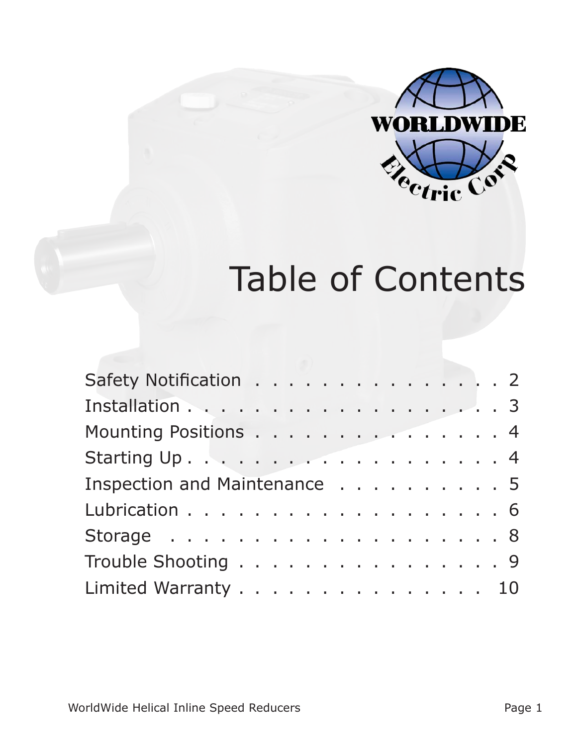# Table of Contents

| Section | Page |
| --- | --- |
| Safety Notification | 2 |
| Installation | 3 |
| Mounting Positions | 4 |
| Starting Up | 4 |
| Inspection and Maintenance | 5 |
| Lubrication | 6 |
| Storage | 8 |
| Trouble Shooting | 9 |
| Limited Warranty | 10 |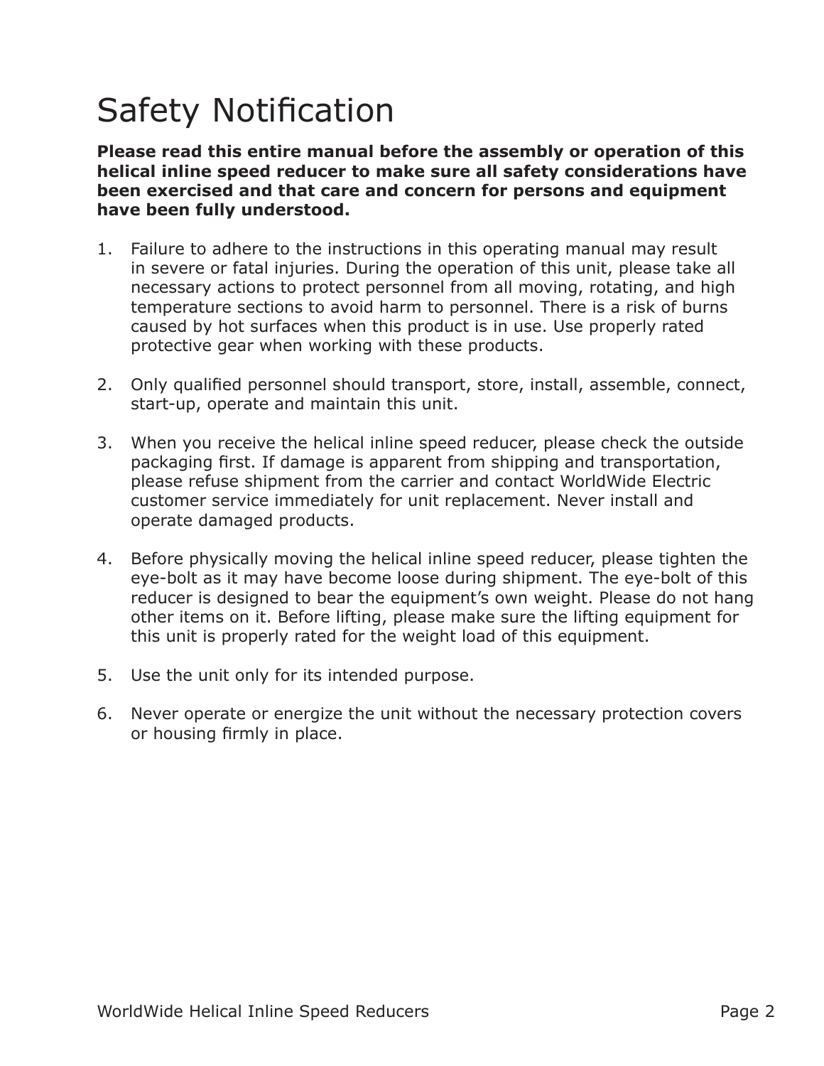# Safety Notification

**Please read this entire manual before the assembly or operation of this helical inline speed reducer to make sure all safety considerations have been exercised and that care and concern for persons and equipment have been fully understood.**

1. Failure to adhere to the instructions in this operating manual may result in severe or fatal injuries. During the operation of this unit, please take all necessary actions to protect personnel from all moving, rotating, and high temperature sections to avoid harm to personnel. There is a risk of burns caused by hot surfaces when this product is in use. Use properly rated protective gear when working with these products.

2. Only qualified personnel should transport, store, install, assemble, connect, start-up, operate and maintain this unit.

3. When you receive the helical inline speed reducer, please check the outside packaging first. If damage is apparent from shipping and transportation, please refuse shipment from the carrier and contact WorldWide Electric customer service immediately for unit replacement. Never install and operate damaged products.

4. Before physically moving the helical inline speed reducer, please tighten the eye-bolt as it may have become loose during shipment. The eye-bolt of this reducer is designed to bear the equipment's own weight. Please do not hang other items on it. Before lifting, please make sure the lifting equipment for this unit is properly rated for the weight load of this equipment.

5. Use the unit only for its intended purpose.

6. Never operate or energize the unit without the necessary protection covers or housing firmly in place.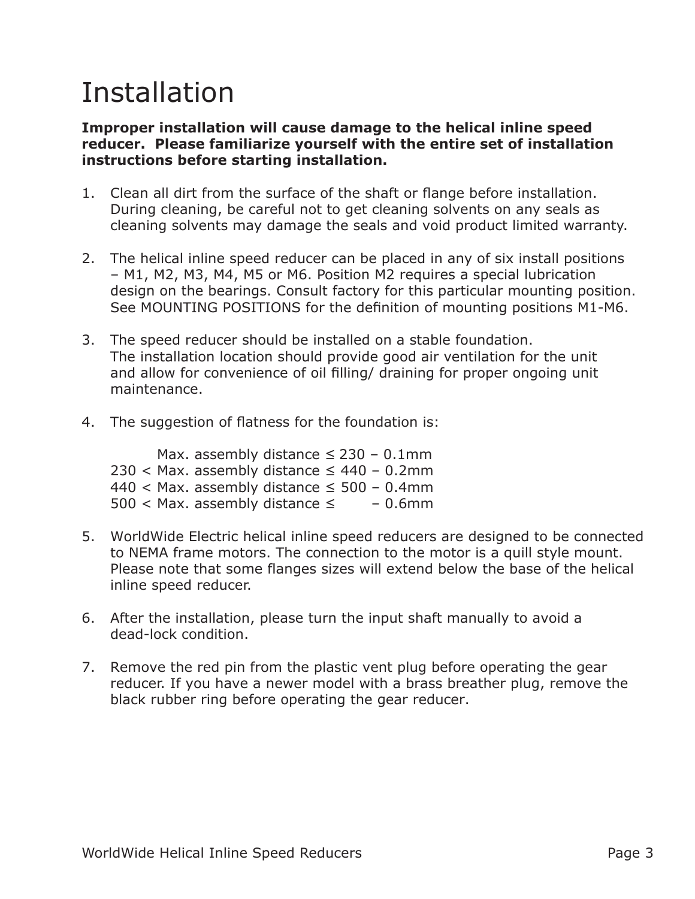# Installation

**Improper installation will cause damage to the helical inline speed reducer. Please familiarize yourself with the entire set of installation instructions before starting installation.**

1. Clean all dirt from the surface of the shaft or flange before installation. During cleaning, be careful not to get cleaning solvents on any seals as cleaning solvents may damage the seals and void product limited warranty.

2. The helical inline speed reducer can be placed in any of six install positions – M1, M2, M3, M4, M5 or M6. Position M2 requires a special lubrication design on the bearings. Consult factory for this particular mounting position. See MOUNTING POSITIONS for the definition of mounting positions M1-M6.

3. The speed reducer should be installed on a stable foundation. The installation location should provide good air ventilation for the unit and allow for convenience of oil filling/ draining for proper ongoing unit maintenance.

4. The suggestion of flatness for the foundation is:

   Max. assembly distance ≤ 230 – 0.1mm
   230 < Max. assembly distance ≤ 440 – 0.2mm
   440 < Max. assembly distance ≤ 500 – 0.4mm
   500 < Max. assembly distance ≤ – 0.6mm

5. WorldWide Electric helical inline speed reducers are designed to be connected to NEMA frame motors. The connection to the motor is a quill style mount. Please note that some flanges sizes will extend below the base of the helical inline speed reducer.

6. After the installation, please turn the input shaft manually to avoid a dead-lock condition.

7. Remove the red pin from the plastic vent plug before operating the gear reducer. If you have a newer model with a brass breather plug, remove the black rubber ring before operating the gear reducer.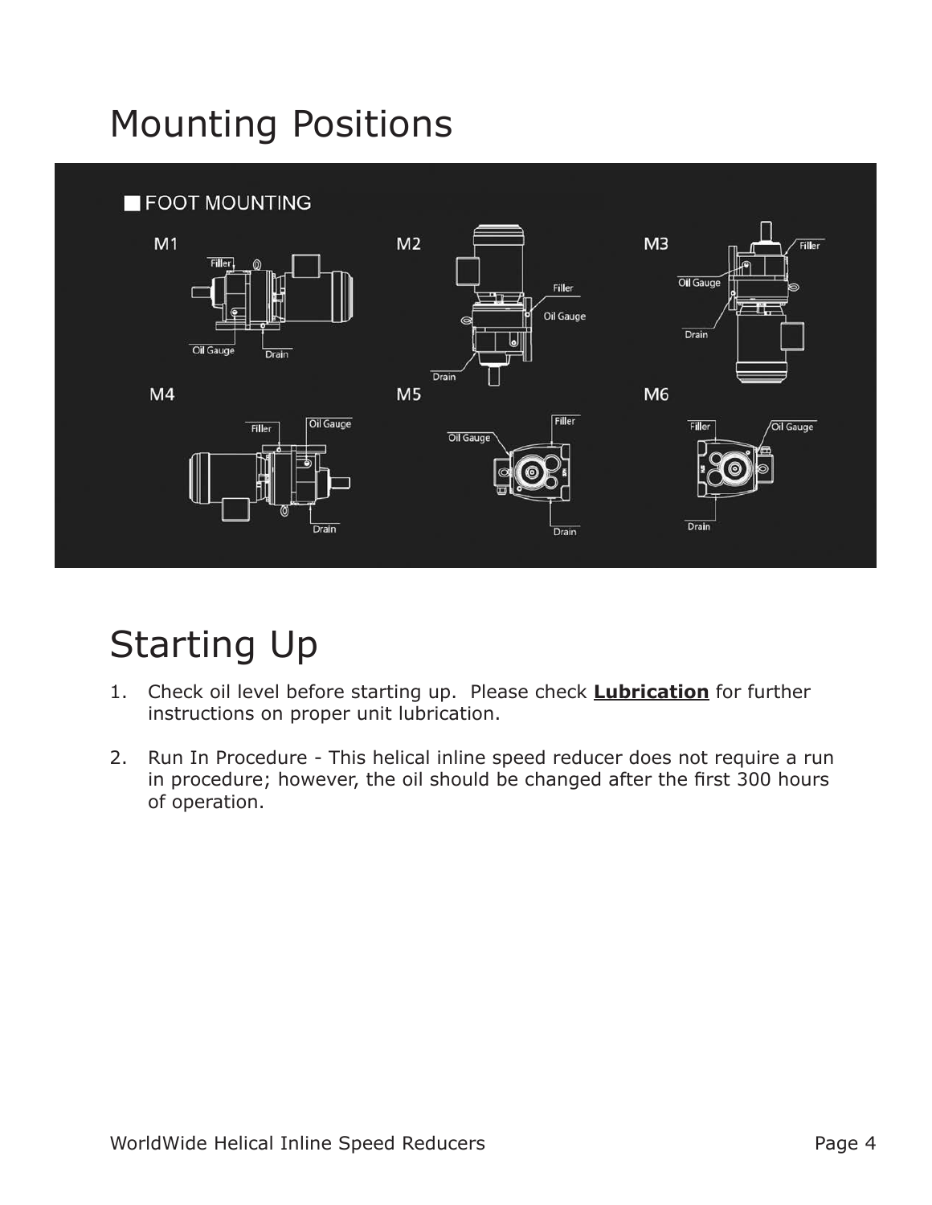# Mounting Positions

# Starting Up

1. Check oil level before starting up. Please check **Lubrication** for further instructions on proper unit lubrication.

2. Run In Procedure - This helical inline speed reducer does not require a run in procedure; however, the oil should be changed after the first 300 hours of operation.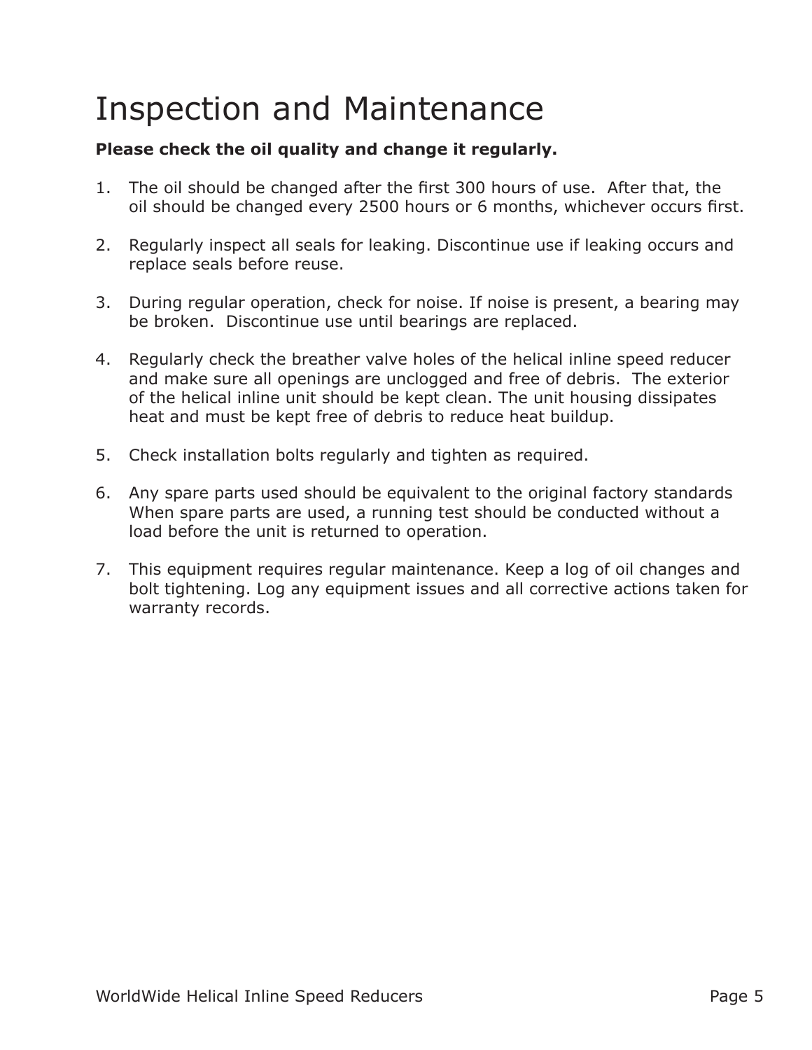# Inspection and Maintenance

**Please check the oil quality and change it regularly.**

1. The oil should be changed after the first 300 hours of use.  After that, the oil should be changed every 2500 hours or 6 months, whichever occurs first.

2. Regularly inspect all seals for leaking. Discontinue use if leaking occurs and replace seals before reuse.

3. During regular operation, check for noise. If noise is present, a bearing may be broken.  Discontinue use until bearings are replaced.

4. Regularly check the breather valve holes of the helical inline speed reducer and make sure all openings are unclogged and free of debris.  The exterior of the helical inline unit should be kept clean. The unit housing dissipates heat and must be kept free of debris to reduce heat buildup.

5. Check installation bolts regularly and tighten as required.

6. Any spare parts used should be equivalent to the original factory standards When spare parts are used, a running test should be conducted without a load before the unit is returned to operation.

7. This equipment requires regular maintenance. Keep a log of oil changes and bolt tightening. Log any equipment issues and all corrective actions taken for warranty records.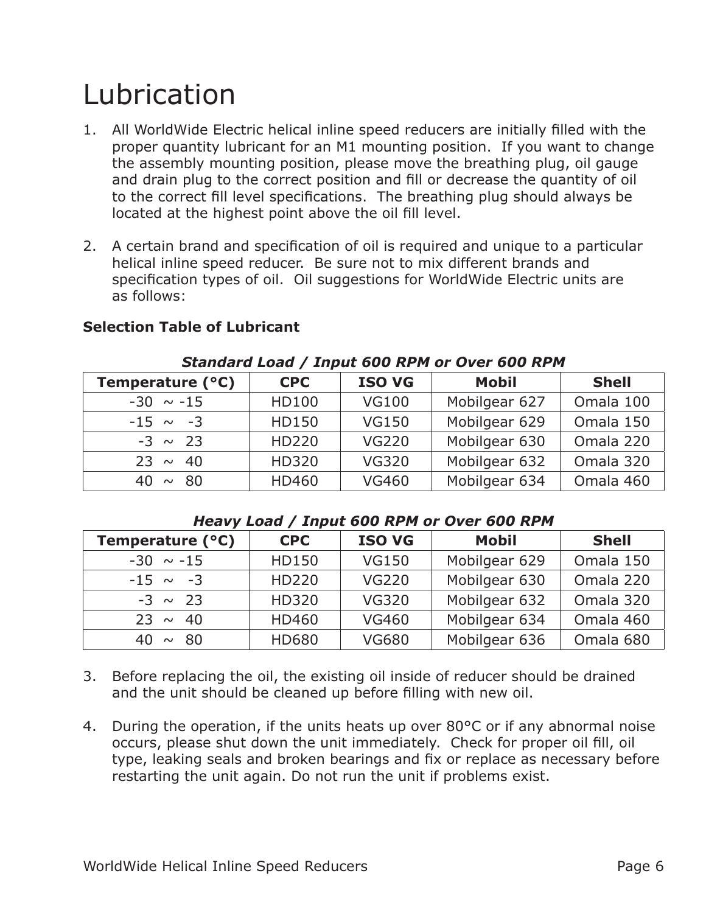# Lubrication

1. All WorldWide Electric helical inline speed reducers are initially filled with the proper quantity lubricant for an M1 mounting position. If you want to change the assembly mounting position, please move the breathing plug, oil gauge and drain plug to the correct position and fill or decrease the quantity of oil to the correct fill level specifications. The breathing plug should always be located at the highest point above the oil fill level.

2. A certain brand and specification of oil is required and unique to a particular helical inline speed reducer. Be sure not to mix different brands and specification types of oil. Oil suggestions for WorldWide Electric units are as follows:

**Selection Table of Lubricant**

***Standard Load / Input 600 RPM or Over 600 RPM***

| Temperature (°C) | CPC | ISO VG | Mobil | Shell |
|---|---|---|---|---|
| -30 ~ -15 | HD100 | VG100 | Mobilgear 627 | Omala 100 |
| -15 ~ -3 | HD150 | VG150 | Mobilgear 629 | Omala 150 |
| -3 ~ 23 | HD220 | VG220 | Mobilgear 630 | Omala 220 |
| 23 ~ 40 | HD320 | VG320 | Mobilgear 632 | Omala 320 |
| 40 ~ 80 | HD460 | VG460 | Mobilgear 634 | Omala 460 |

***Heavy Load / Input 600 RPM or Over 600 RPM***

| Temperature (°C) | CPC | ISO VG | Mobil | Shell |
|---|---|---|---|---|
| -30 ~ -15 | HD150 | VG150 | Mobilgear 629 | Omala 150 |
| -15 ~ -3 | HD220 | VG220 | Mobilgear 630 | Omala 220 |
| -3 ~ 23 | HD320 | VG320 | Mobilgear 632 | Omala 320 |
| 23 ~ 40 | HD460 | VG460 | Mobilgear 634 | Omala 460 |
| 40 ~ 80 | HD680 | VG680 | Mobilgear 636 | Omala 680 |

3. Before replacing the oil, the existing oil inside of reducer should be drained and the unit should be cleaned up before filling with new oil.

4. During the operation, if the units heats up over 80°C or if any abnormal noise occurs, please shut down the unit immediately. Check for proper oil fill, oil type, leaking seals and broken bearings and fix or replace as necessary before restarting the unit again. Do not run the unit if problems exist.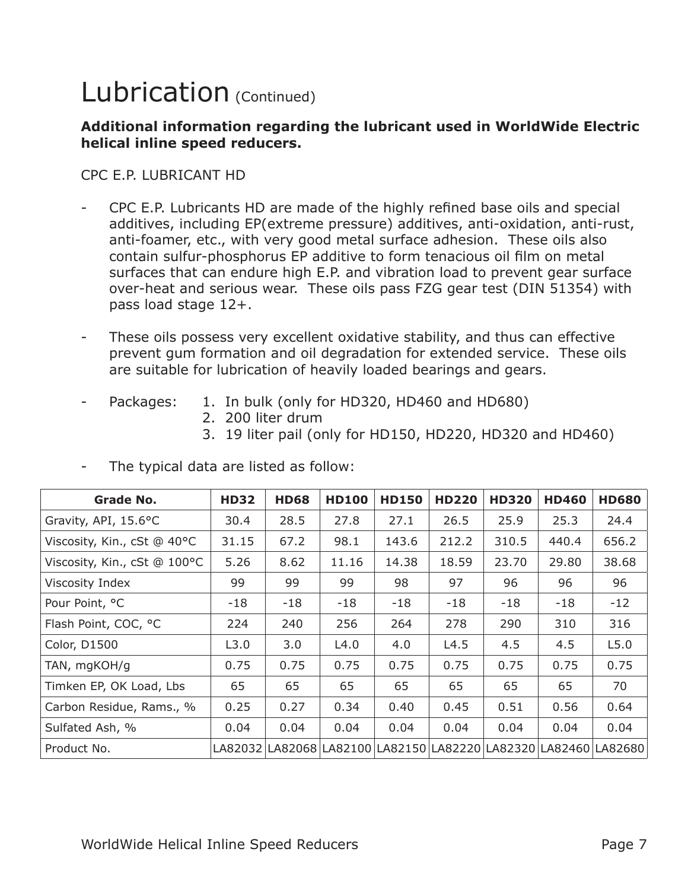# Lubrication (Continued)

**Additional information regarding the lubricant used in WorldWide Electric helical inline speed reducers.**

CPC E.P. LUBRICANT HD

- CPC E.P. Lubricants HD are made of the highly refined base oils and special additives, including EP(extreme pressure) additives, anti-oxidation, anti-rust, anti-foamer, etc., with very good metal surface adhesion. These oils also contain sulfur-phosphorus EP additive to form tenacious oil film on metal surfaces that can endure high E.P. and vibration load to prevent gear surface over-heat and serious wear. These oils pass FZG gear test (DIN 51354) with pass load stage 12+.

- These oils possess very excellent oxidative stability, and thus can effective prevent gum formation and oil degradation for extended service. These oils are suitable for lubrication of heavily loaded bearings and gears.

- Packages:
  1. In bulk (only for HD320, HD460 and HD680)
  2. 200 liter drum
  3. 19 liter pail (only for HD150, HD220, HD320 and HD460)

- The typical data are listed as follow:

| Grade No. | HD32 | HD68 | HD100 | HD150 | HD220 | HD320 | HD460 | HD680 |
|---|---|---|---|---|---|---|---|---|
| Gravity, API, 15.6°C | 30.4 | 28.5 | 27.8 | 27.1 | 26.5 | 25.9 | 25.3 | 24.4 |
| Viscosity, Kin., cSt @ 40°C | 31.15 | 67.2 | 98.1 | 143.6 | 212.2 | 310.5 | 440.4 | 656.2 |
| Viscosity, Kin., cSt @ 100°C | 5.26 | 8.62 | 11.16 | 14.38 | 18.59 | 23.70 | 29.80 | 38.68 |
| Viscosity Index | 99 | 99 | 99 | 98 | 97 | 96 | 96 | 96 |
| Pour Point, °C | -18 | -18 | -18 | -18 | -18 | -18 | -18 | -12 |
| Flash Point, COC, °C | 224 | 240 | 256 | 264 | 278 | 290 | 310 | 316 |
| Color, D1500 | L3.0 | 3.0 | L4.0 | 4.0 | L4.5 | 4.5 | 4.5 | L5.0 |
| TAN, mgKOH/g | 0.75 | 0.75 | 0.75 | 0.75 | 0.75 | 0.75 | 0.75 | 0.75 |
| Timken EP, OK Load, Lbs | 65 | 65 | 65 | 65 | 65 | 65 | 65 | 70 |
| Carbon Residue, Rams., % | 0.25 | 0.27 | 0.34 | 0.40 | 0.45 | 0.51 | 0.56 | 0.64 |
| Sulfated Ash, % | 0.04 | 0.04 | 0.04 | 0.04 | 0.04 | 0.04 | 0.04 | 0.04 |
| Product No. | LA82032 | LA82068 | LA82100 | LA82150 | LA82220 | LA82320 | LA82460 | LA82680 |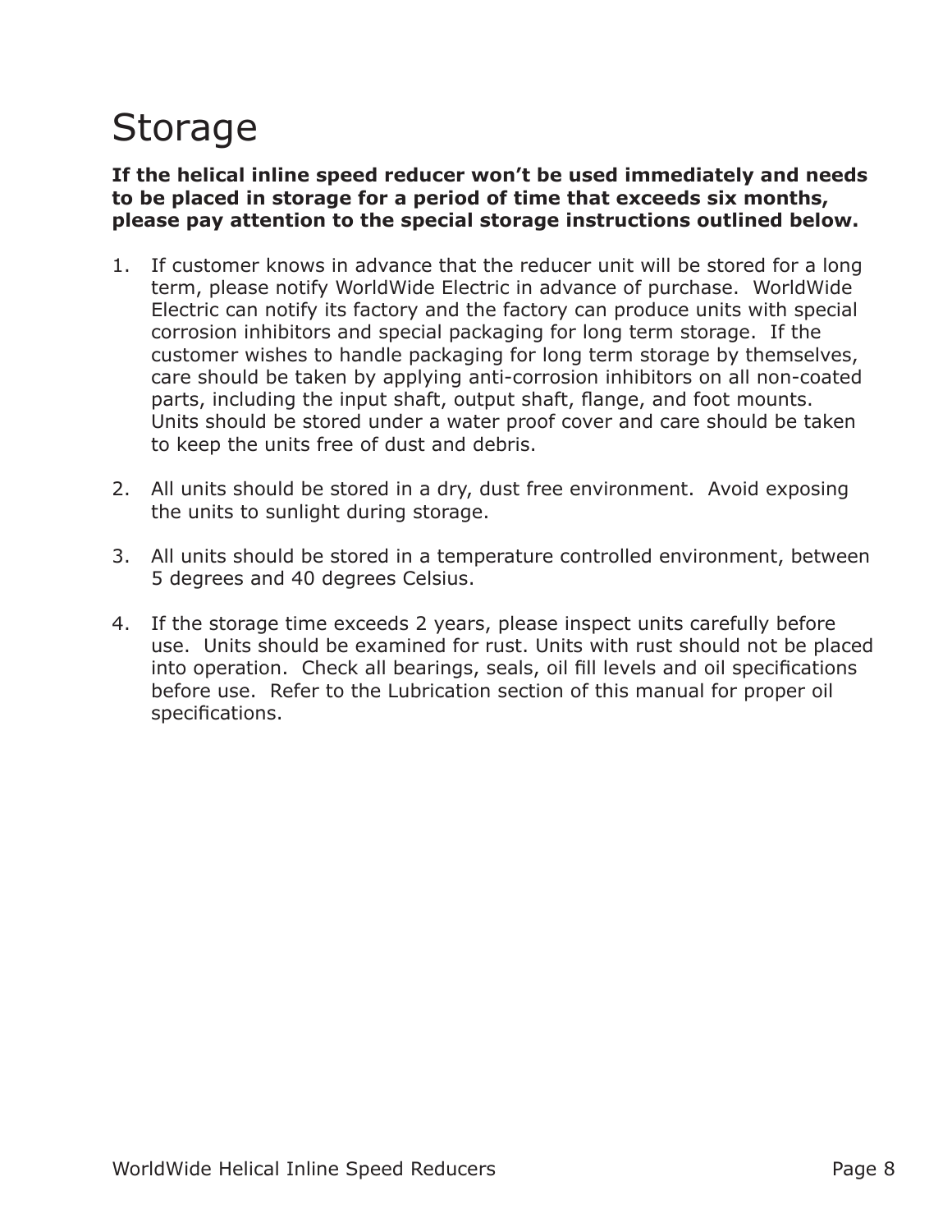# Storage

**If the helical inline speed reducer won't be used immediately and needs to be placed in storage for a period of time that exceeds six months, please pay attention to the special storage instructions outlined below.**

1. If customer knows in advance that the reducer unit will be stored for a long term, please notify WorldWide Electric in advance of purchase. WorldWide Electric can notify its factory and the factory can produce units with special corrosion inhibitors and special packaging for long term storage. If the customer wishes to handle packaging for long term storage by themselves, care should be taken by applying anti-corrosion inhibitors on all non-coated parts, including the input shaft, output shaft, flange, and foot mounts. Units should be stored under a water proof cover and care should be taken to keep the units free of dust and debris.

2. All units should be stored in a dry, dust free environment. Avoid exposing the units to sunlight during storage.

3. All units should be stored in a temperature controlled environment, between 5 degrees and 40 degrees Celsius.

4. If the storage time exceeds 2 years, please inspect units carefully before use. Units should be examined for rust. Units with rust should not be placed into operation. Check all bearings, seals, oil fill levels and oil specifications before use. Refer to the Lubrication section of this manual for proper oil specifications.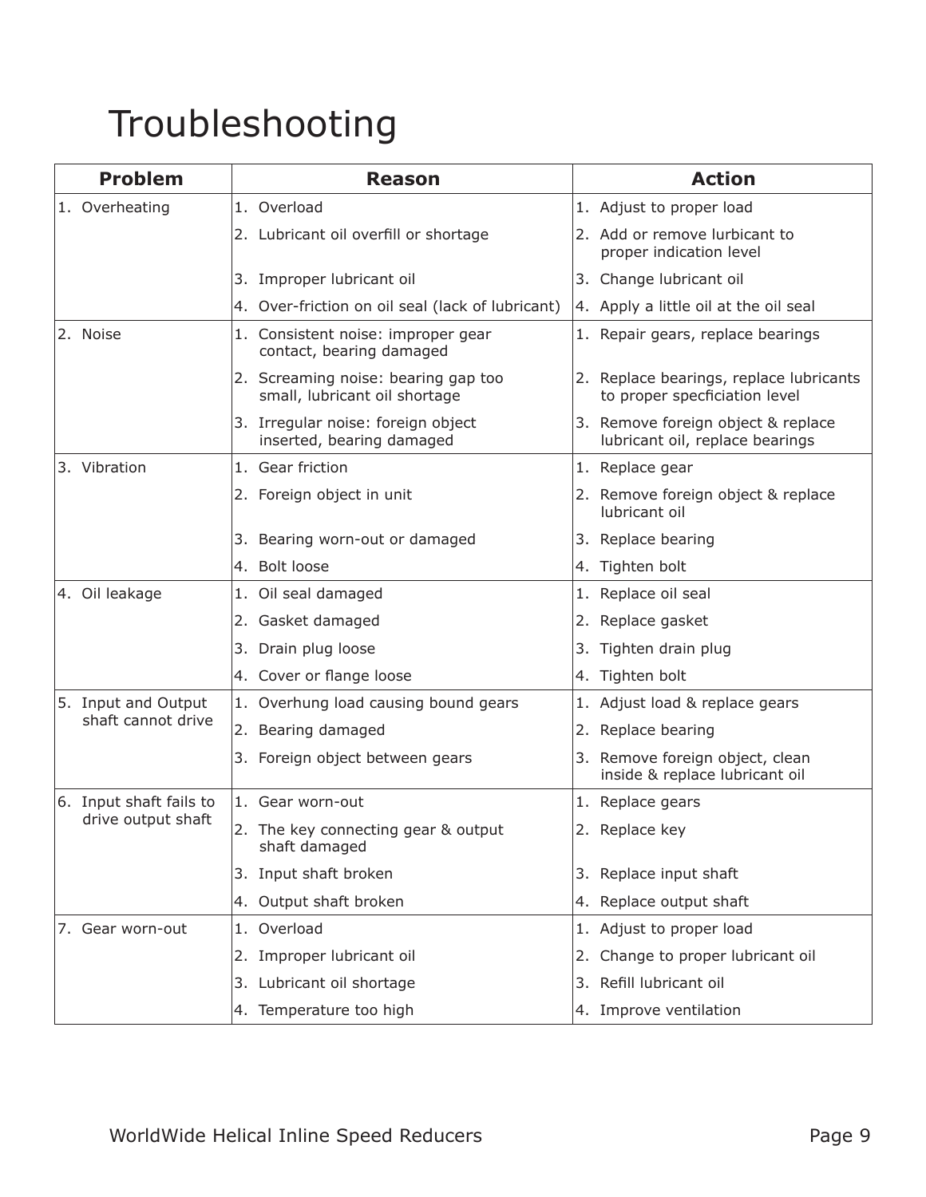# Troubleshooting

| Problem | Reason | Action |
|---|---|---|
| 1. Overheating | 1. Overload | 1. Adjust to proper load |
| | 2. Lubricant oil overfill or shortage | 2. Add or remove lurbicant to proper indication level |
| | 3. Improper lubricant oil | 3. Change lubricant oil |
| | 4. Over-friction on oil seal (lack of lubricant) | 4. Apply a little oil at the oil seal |
| 2. Noise | 1. Consistent noise: improper gear contact, bearing damaged | 1. Repair gears, replace bearings |
| | 2. Screaming noise: bearing gap too small, lubricant oil shortage | 2. Replace bearings, replace lubricants to proper specficiation level |
| | 3. Irregular noise: foreign object inserted, bearing damaged | 3. Remove foreign object & replace lubricant oil, replace bearings |
| 3. Vibration | 1. Gear friction | 1. Replace gear |
| | 2. Foreign object in unit | 2. Remove foreign object & replace lubricant oil |
| | 3. Bearing worn-out or damaged | 3. Replace bearing |
| | 4. Bolt loose | 4. Tighten bolt |
| 4. Oil leakage | 1. Oil seal damaged | 1. Replace oil seal |
| | 2. Gasket damaged | 2. Replace gasket |
| | 3. Drain plug loose | 3. Tighten drain plug |
| | 4. Cover or flange loose | 4. Tighten bolt |
| 5. Input and Output shaft cannot drive | 1. Overhung load causing bound gears | 1. Adjust load & replace gears |
| | 2. Bearing damaged | 2. Replace bearing |
| | 3. Foreign object between gears | 3. Remove foreign object, clean inside & replace lubricant oil |
| 6. Input shaft fails to drive output shaft | 1. Gear worn-out | 1. Replace gears |
| | 2. The key connecting gear & output shaft damaged | 2. Replace key |
| | 3. Input shaft broken | 3. Replace input shaft |
| | 4. Output shaft broken | 4. Replace output shaft |
| 7. Gear worn-out | 1. Overload | 1. Adjust to proper load |
| | 2. Improper lubricant oil | 2. Change to proper lubricant oil |
| | 3. Lubricant oil shortage | 3. Refill lubricant oil |
| | 4. Temperature too high | 4. Improve ventilation |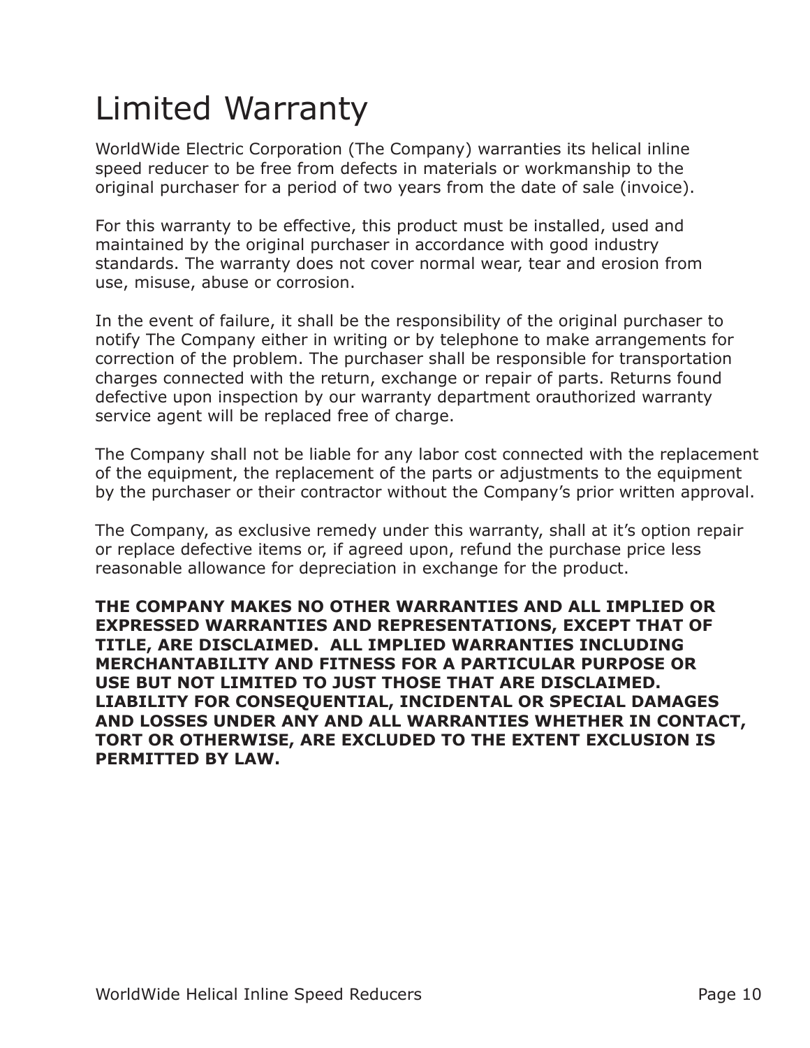# Limited Warranty

WorldWide Electric Corporation (The Company) warranties its helical inline speed reducer to be free from defects in materials or workmanship to the original purchaser for a period of two years from the date of sale (invoice).

For this warranty to be effective, this product must be installed, used and maintained by the original purchaser in accordance with good industry standards. The warranty does not cover normal wear, tear and erosion from use, misuse, abuse or corrosion.

In the event of failure, it shall be the responsibility of the original purchaser to notify The Company either in writing or by telephone to make arrangements for correction of the problem. The purchaser shall be responsible for transportation charges connected with the return, exchange or repair of parts. Returns found defective upon inspection by our warranty department orauthorized warranty service agent will be replaced free of charge.

The Company shall not be liable for any labor cost connected with the replacement of the equipment, the replacement of the parts or adjustments to the equipment by the purchaser or their contractor without the Company's prior written approval.

The Company, as exclusive remedy under this warranty, shall at it's option repair or replace defective items or, if agreed upon, refund the purchase price less reasonable allowance for depreciation in exchange for the product.

**THE COMPANY MAKES NO OTHER WARRANTIES AND ALL IMPLIED OR EXPRESSED WARRANTIES AND REPRESENTATIONS, EXCEPT THAT OF TITLE, ARE DISCLAIMED. ALL IMPLIED WARRANTIES INCLUDING MERCHANTABILITY AND FITNESS FOR A PARTICULAR PURPOSE OR USE BUT NOT LIMITED TO JUST THOSE THAT ARE DISCLAIMED. LIABILITY FOR CONSEQUENTIAL, INCIDENTAL OR SPECIAL DAMAGES AND LOSSES UNDER ANY AND ALL WARRANTIES WHETHER IN CONTACT, TORT OR OTHERWISE, ARE EXCLUDED TO THE EXTENT EXCLUSION IS PERMITTED BY LAW.**